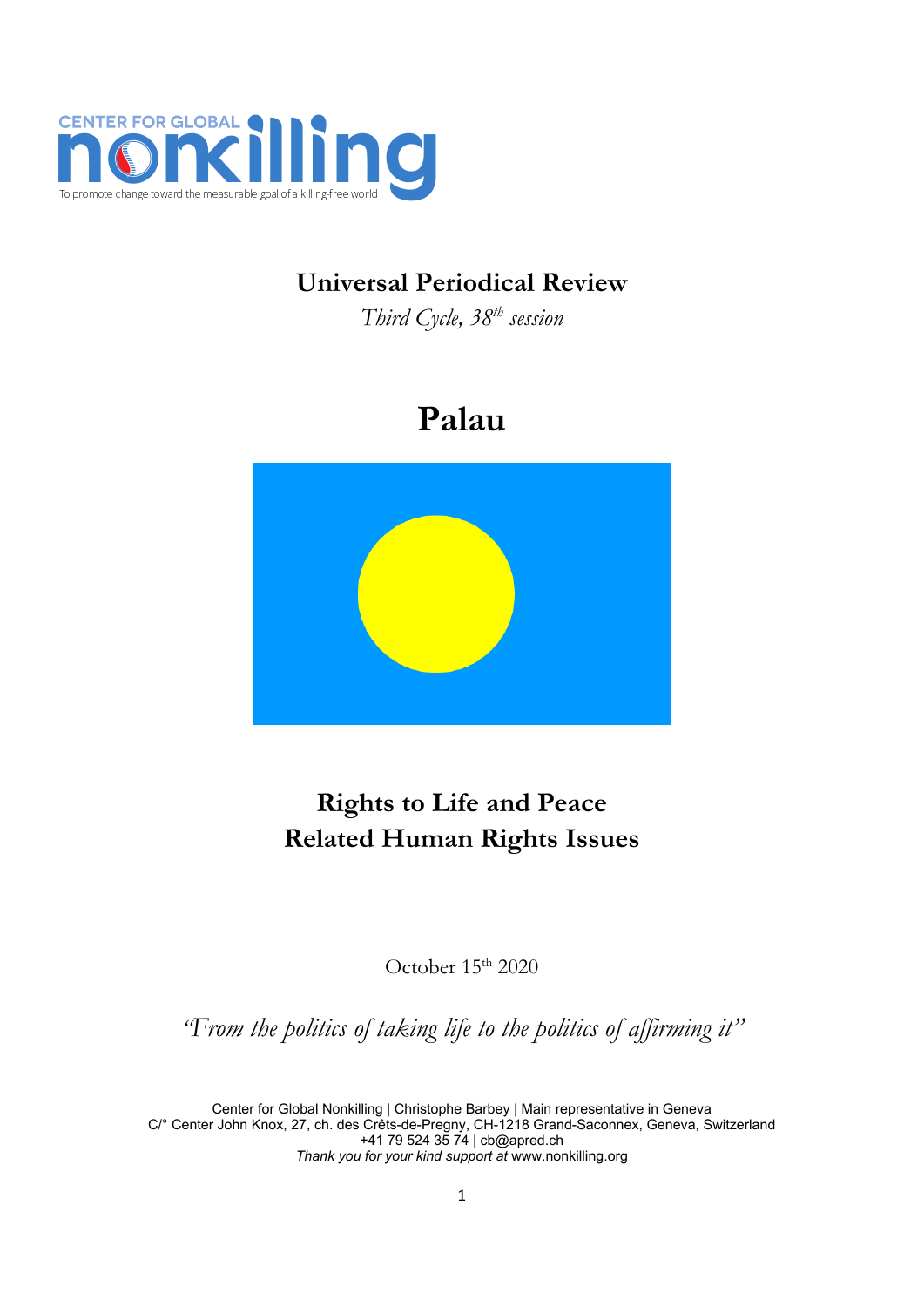CENTER FOR GLOBAL nonkilling

To promote change toward the measurable goal of a killing-free world

# Universal Periodical Review

*Third Cycle, 38th session*

# Palau

## Rights to Life and Peace
## Related Human Rights Issues

October 15th 2020

*"From the politics of taking life to the politics of affirming it"*

Center for Global Nonkilling | Christophe Barbey | Main representative in Geneva
C/° Center John Knox, 27, ch. des Crêts-de-Pregny, CH-1218 Grand-Saconnex, Geneva, Switzerland
+41 79 524 35 74 | cb@apred.ch
*Thank you for your kind support at* www.nonkilling.org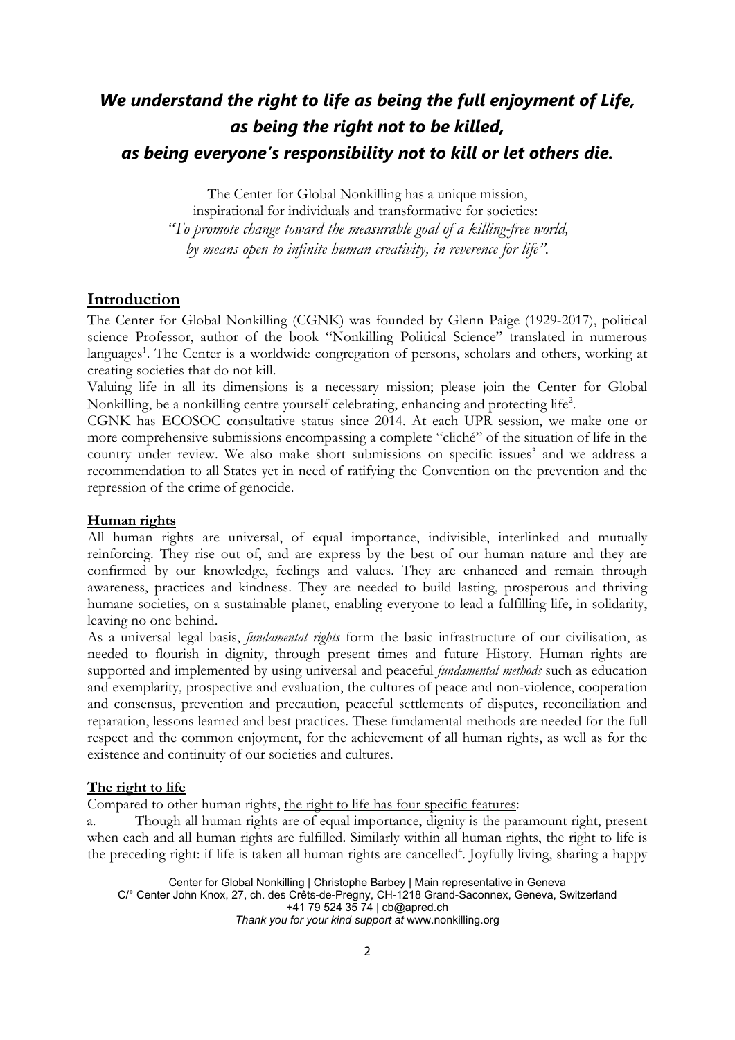***We understand the right to life as being the full enjoyment of Life, as being the right not to be killed, as being everyone's responsibility not to kill or let others die.***

The Center for Global Nonkilling has a unique mission, inspirational for individuals and transformative for societies: *"To promote change toward the measurable goal of a killing-free world, by means open to infinite human creativity, in reverence for life".*

## Introduction

The Center for Global Nonkilling (CGNK) was founded by Glenn Paige (1929-2017), political science Professor, author of the book "Nonkilling Political Science" translated in numerous languages[1]. The Center is a worldwide congregation of persons, scholars and others, working at creating societies that do not kill.

Valuing life in all its dimensions is a necessary mission; please join the Center for Global Nonkilling, be a nonkilling centre yourself celebrating, enhancing and protecting life[2].

CGNK has ECOSOC consultative status since 2014. At each UPR session, we make one or more comprehensive submissions encompassing a complete "cliché" of the situation of life in the country under review. We also make short submissions on specific issues[3] and we address a recommendation to all States yet in need of ratifying the Convention on the prevention and the repression of the crime of genocide.

### Human rights

All human rights are universal, of equal importance, indivisible, interlinked and mutually reinforcing. They rise out of, and are express by the best of our human nature and they are confirmed by our knowledge, feelings and values. They are enhanced and remain through awareness, practices and kindness. They are needed to build lasting, prosperous and thriving humane societies, on a sustainable planet, enabling everyone to lead a fulfilling life, in solidarity, leaving no one behind.

As a universal legal basis, *fundamental rights* form the basic infrastructure of our civilisation, as needed to flourish in dignity, through present times and future History. Human rights are supported and implemented by using universal and peaceful *fundamental methods* such as education and exemplarity, prospective and evaluation, the cultures of peace and non-violence, cooperation and consensus, prevention and precaution, peaceful settlements of disputes, reconciliation and reparation, lessons learned and best practices. These fundamental methods are needed for the full respect and the common enjoyment, for the achievement of all human rights, as well as for the existence and continuity of our societies and cultures.

### The right to life

Compared to other human rights, the right to life has four specific features:

a. Though all human rights are of equal importance, dignity is the paramount right, present when each and all human rights are fulfilled. Similarly within all human rights, the right to life is the preceding right: if life is taken all human rights are cancelled[4]. Joyfully living, sharing a happy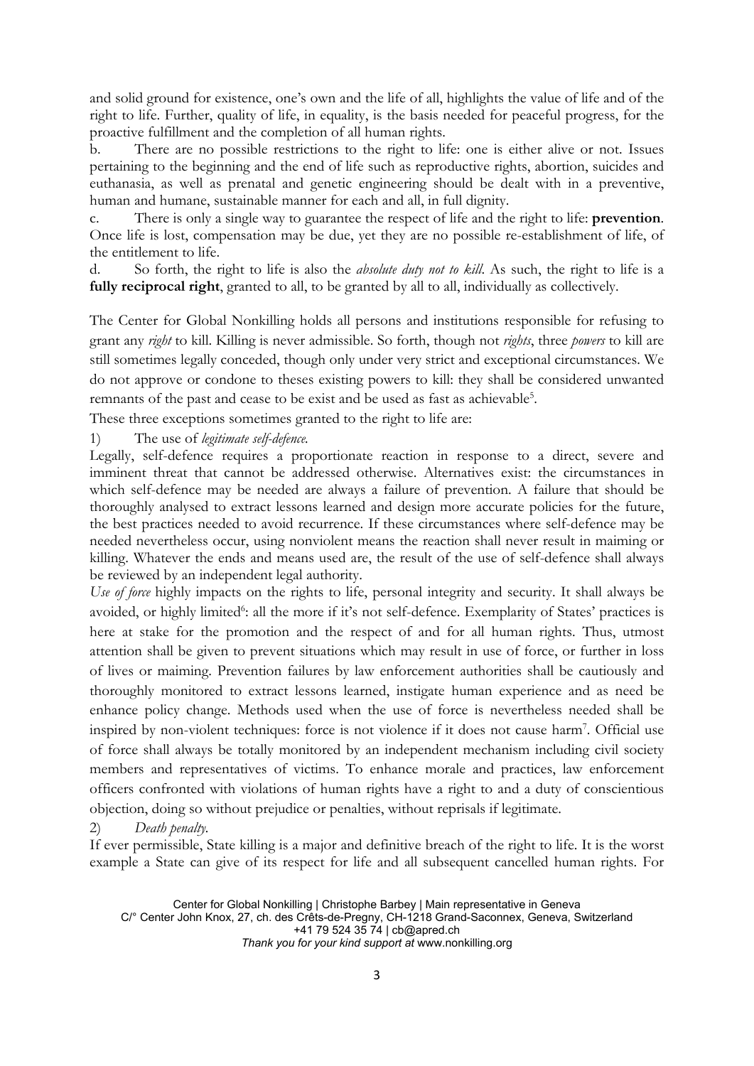and solid ground for existence, one's own and the life of all, highlights the value of life and of the right to life. Further, quality of life, in equality, is the basis needed for peaceful progress, for the proactive fulfillment and the completion of all human rights.

b. There are no possible restrictions to the right to life: one is either alive or not. Issues pertaining to the beginning and the end of life such as reproductive rights, abortion, suicides and euthanasia, as well as prenatal and genetic engineering should be dealt with in a preventive, human and humane, sustainable manner for each and all, in full dignity.

c. There is only a single way to guarantee the respect of life and the right to life: **prevention**. Once life is lost, compensation may be due, yet they are no possible re-establishment of life, of the entitlement to life.

d. So forth, the right to life is also the *absolute duty not to kill*. As such, the right to life is a **fully reciprocal right**, granted to all, to be granted by all to all, individually as collectively.

The Center for Global Nonkilling holds all persons and institutions responsible for refusing to grant any *right* to kill. Killing is never admissible. So forth, though not *rights*, three *powers* to kill are still sometimes legally conceded, though only under very strict and exceptional circumstances. We do not approve or condone to theses existing powers to kill: they shall be considered unwanted remnants of the past and cease to be exist and be used as fast as achievable[5].

These three exceptions sometimes granted to the right to life are:

1) The use of *legitimate self-defence.*

Legally, self-defence requires a proportionate reaction in response to a direct, severe and imminent threat that cannot be addressed otherwise. Alternatives exist: the circumstances in which self-defence may be needed are always a failure of prevention. A failure that should be thoroughly analysed to extract lessons learned and design more accurate policies for the future, the best practices needed to avoid recurrence. If these circumstances where self-defence may be needed nevertheless occur, using nonviolent means the reaction shall never result in maiming or killing. Whatever the ends and means used are, the result of the use of self-defence shall always be reviewed by an independent legal authority.

*Use of force* highly impacts on the rights to life, personal integrity and security. It shall always be avoided, or highly limited[6]: all the more if it's not self-defence. Exemplarity of States' practices is here at stake for the promotion and the respect of and for all human rights. Thus, utmost attention shall be given to prevent situations which may result in use of force, or further in loss of lives or maiming. Prevention failures by law enforcement authorities shall be cautiously and thoroughly monitored to extract lessons learned, instigate human experience and as need be enhance policy change. Methods used when the use of force is nevertheless needed shall be inspired by non-violent techniques: force is not violence if it does not cause harm[7]. Official use of force shall always be totally monitored by an independent mechanism including civil society members and representatives of victims. To enhance morale and practices, law enforcement officers confronted with violations of human rights have a right to and a duty of conscientious objection, doing so without prejudice or penalties, without reprisals if legitimate.

2) *Death penalty.*

If ever permissible, State killing is a major and definitive breach of the right to life. It is the worst example a State can give of its respect for life and all subsequent cancelled human rights. For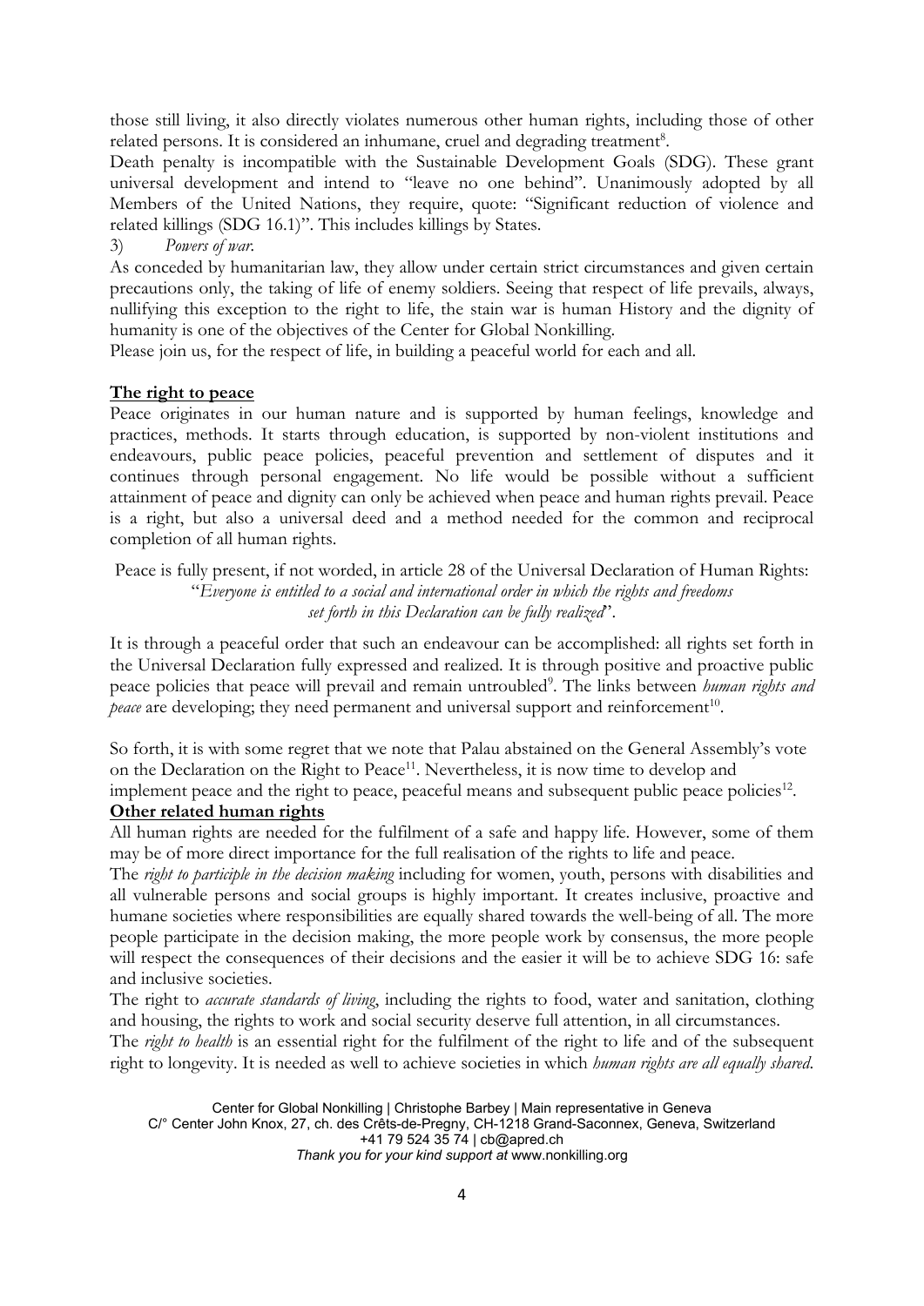those still living, it also directly violates numerous other human rights, including those of other related persons. It is considered an inhumane, cruel and degrading treatment[8].

Death penalty is incompatible with the Sustainable Development Goals (SDG). These grant universal development and intend to "leave no one behind". Unanimously adopted by all Members of the United Nations, they require, quote: "Significant reduction of violence and related killings (SDG 16.1)". This includes killings by States.

3) *Powers of war.*

As conceded by humanitarian law, they allow under certain strict circumstances and given certain precautions only, the taking of life of enemy soldiers. Seeing that respect of life prevails, always, nullifying this exception to the right to life, the stain war is human History and the dignity of humanity is one of the objectives of the Center for Global Nonkilling.

Please join us, for the respect of life, in building a peaceful world for each and all.

**The right to peace**

Peace originates in our human nature and is supported by human feelings, knowledge and practices, methods. It starts through education, is supported by non-violent institutions and endeavours, public peace policies, peaceful prevention and settlement of disputes and it continues through personal engagement. No life would be possible without a sufficient attainment of peace and dignity can only be achieved when peace and human rights prevail. Peace is a right, but also a universal deed and a method needed for the common and reciprocal completion of all human rights.

Peace is fully present, if not worded, in article 28 of the Universal Declaration of Human Rights:
"*Everyone is entitled to a social and international order in which the rights and freedoms set forth in this Declaration can be fully realized*".

It is through a peaceful order that such an endeavour can be accomplished: all rights set forth in the Universal Declaration fully expressed and realized. It is through positive and proactive public peace policies that peace will prevail and remain untroubled[9]. The links between *human rights and peace* are developing; they need permanent and universal support and reinforcement[10].

So forth, it is with some regret that we note that Palau abstained on the General Assembly's vote on the Declaration on the Right to Peace[11]. Nevertheless, it is now time to develop and implement peace and the right to peace, peaceful means and subsequent public peace policies[12].

**Other related human rights**

All human rights are needed for the fulfilment of a safe and happy life. However, some of them may be of more direct importance for the full realisation of the rights to life and peace.

The *right to particpe in the decision making* including for women, youth, persons with disabilities and all vulnerable persons and social groups is highly important. It creates inclusive, proactive and humane societies where responsibilities are equally shared towards the well-being of all. The more people participate in the decision making, the more people work by consensus, the more people will respect the consequences of their decisions and the easier it will be to achieve SDG 16: safe and inclusive societies.

The right to *accurate standards of living*, including the rights to food, water and sanitation, clothing and housing, the rights to work and social security deserve full attention, in all circumstances.

The *right to health* is an essential right for the fulfilment of the right to life and of the subsequent right to longevity. It is needed as well to achieve societies in which *human rights are all equally shared*.

Center for Global Nonkilling | Christophe Barbey | Main representative in Geneva
C/° Center John Knox, 27, ch. des Crêts-de-Pregny, CH-1218 Grand-Saconnex, Geneva, Switzerland
+41 79 524 35 74 | cb@apred.ch
*Thank you for your kind support at* www.nonkilling.org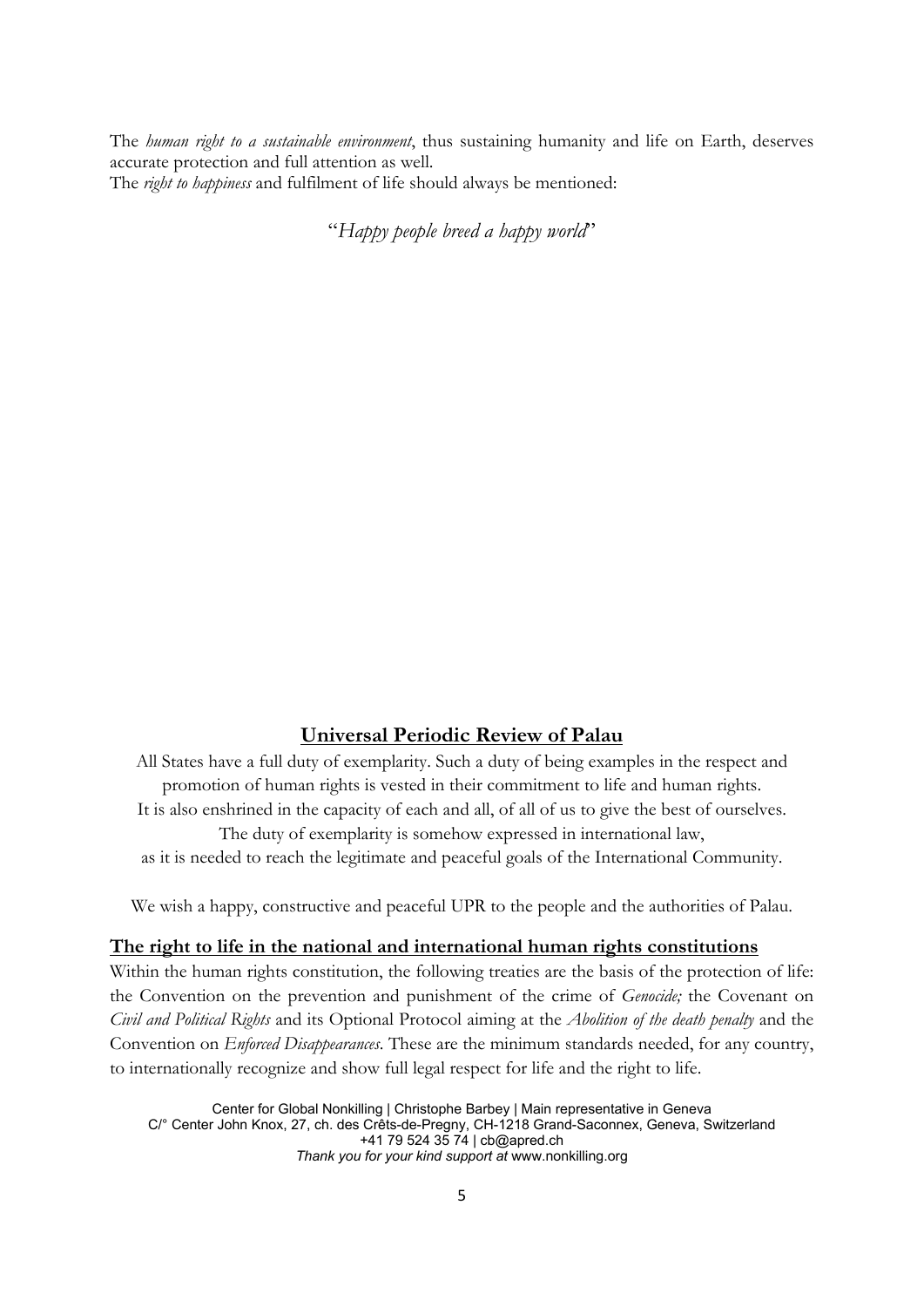The *human right to a sustainable environment*, thus sustaining humanity and life on Earth, deserves accurate protection and full attention as well.
The *right to happiness* and fulfilment of life should always be mentioned:

"*Happy people breed a happy world*"

## Universal Periodic Review of Palau

All States have a full duty of exemplarity. Such a duty of being examples in the respect and promotion of human rights is vested in their commitment to life and human rights.
It is also enshrined in the capacity of each and all, of all of us to give the best of ourselves.
The duty of exemplarity is somehow expressed in international law,
as it is needed to reach the legitimate and peaceful goals of the International Community.

We wish a happy, constructive and peaceful UPR to the people and the authorities of Palau.

### The right to life in the national and international human rights constitutions

Within the human rights constitution, the following treaties are the basis of the protection of life: the Convention on the prevention and punishment of the crime of *Genocide;* the Covenant on *Civil and Political Rights* and its Optional Protocol aiming at the *Abolition of the death penalty* and the Convention on *Enforced Disappearances*. These are the minimum standards needed, for any country, to internationally recognize and show full legal respect for life and the right to life.

Center for Global Nonkilling | Christophe Barbey | Main representative in Geneva
C/° Center John Knox, 27, ch. des Crêts-de-Pregny, CH-1218 Grand-Saconnex, Geneva, Switzerland
+41 79 524 35 74 | cb@apred.ch
*Thank you for your kind support at* www.nonkilling.org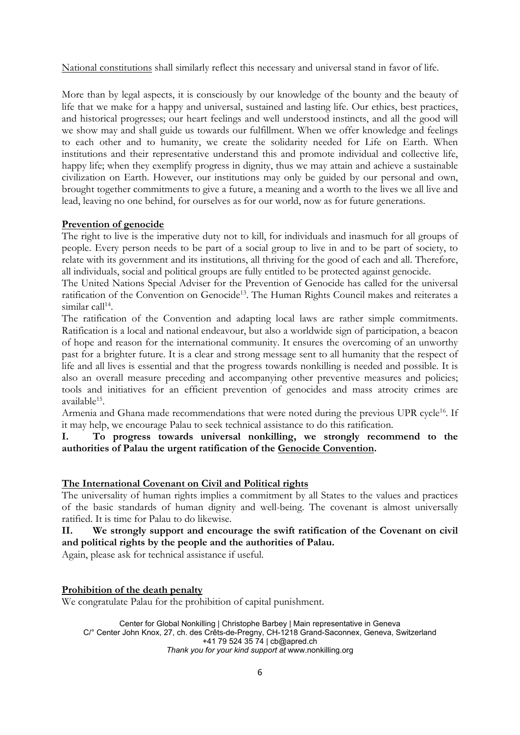National constitutions shall similarly reflect this necessary and universal stand in favor of life.

More than by legal aspects, it is consciously by our knowledge of the bounty and the beauty of life that we make for a happy and universal, sustained and lasting life. Our ethics, best practices, and historical progresses; our heart feelings and well understood instincts, and all the good will we show may and shall guide us towards our fulfillment. When we offer knowledge and feelings to each other and to humanity, we create the solidarity needed for Life on Earth. When institutions and their representative understand this and promote individual and collective life, happy life; when they exemplify progress in dignity, thus we may attain and achieve a sustainable civilization on Earth. However, our institutions may only be guided by our personal and own, brought together commitments to give a future, a meaning and a worth to the lives we all live and lead, leaving no one behind, for ourselves as for our world, now as for future generations.

**Prevention of genocide**

The right to live is the imperative duty not to kill, for individuals and inasmuch for all groups of people. Every person needs to be part of a social group to live in and to be part of society, to relate with its government and its institutions, all thriving for the good of each and all. Therefore, all individuals, social and political groups are fully entitled to be protected against genocide.

The United Nations Special Adviser for the Prevention of Genocide has called for the universal ratification of the Convention on Genocide[13]. The Human Rights Council makes and reiterates a similar call[14].

The ratification of the Convention and adapting local laws are rather simple commitments. Ratification is a local and national endeavour, but also a worldwide sign of participation, a beacon of hope and reason for the international community. It ensures the overcoming of an unworthy past for a brighter future. It is a clear and strong message sent to all humanity that the respect of life and all lives is essential and that the progress towards nonkilling is needed and possible. It is also an overall measure preceding and accompanying other preventive measures and policies; tools and initiatives for an efficient prevention of genocides and mass atrocity crimes are available[15].

Armenia and Ghana made recommendations that were noted during the previous UPR cycle[16]. If it may help, we encourage Palau to seek technical assistance to do this ratification.

**I. To progress towards universal nonkilling, we strongly recommend to the authorities of Palau the urgent ratification of the Genocide Convention.**

**The International Covenant on Civil and Political rights**

The universality of human rights implies a commitment by all States to the values and practices of the basic standards of human dignity and well-being. The covenant is almost universally ratified. It is time for Palau to do likewise.

**II. We strongly support and encourage the swift ratification of the Covenant on civil and political rights by the people and the authorities of Palau.**

Again, please ask for technical assistance if useful.

**Prohibition of the death penalty**

We congratulate Palau for the prohibition of capital punishment.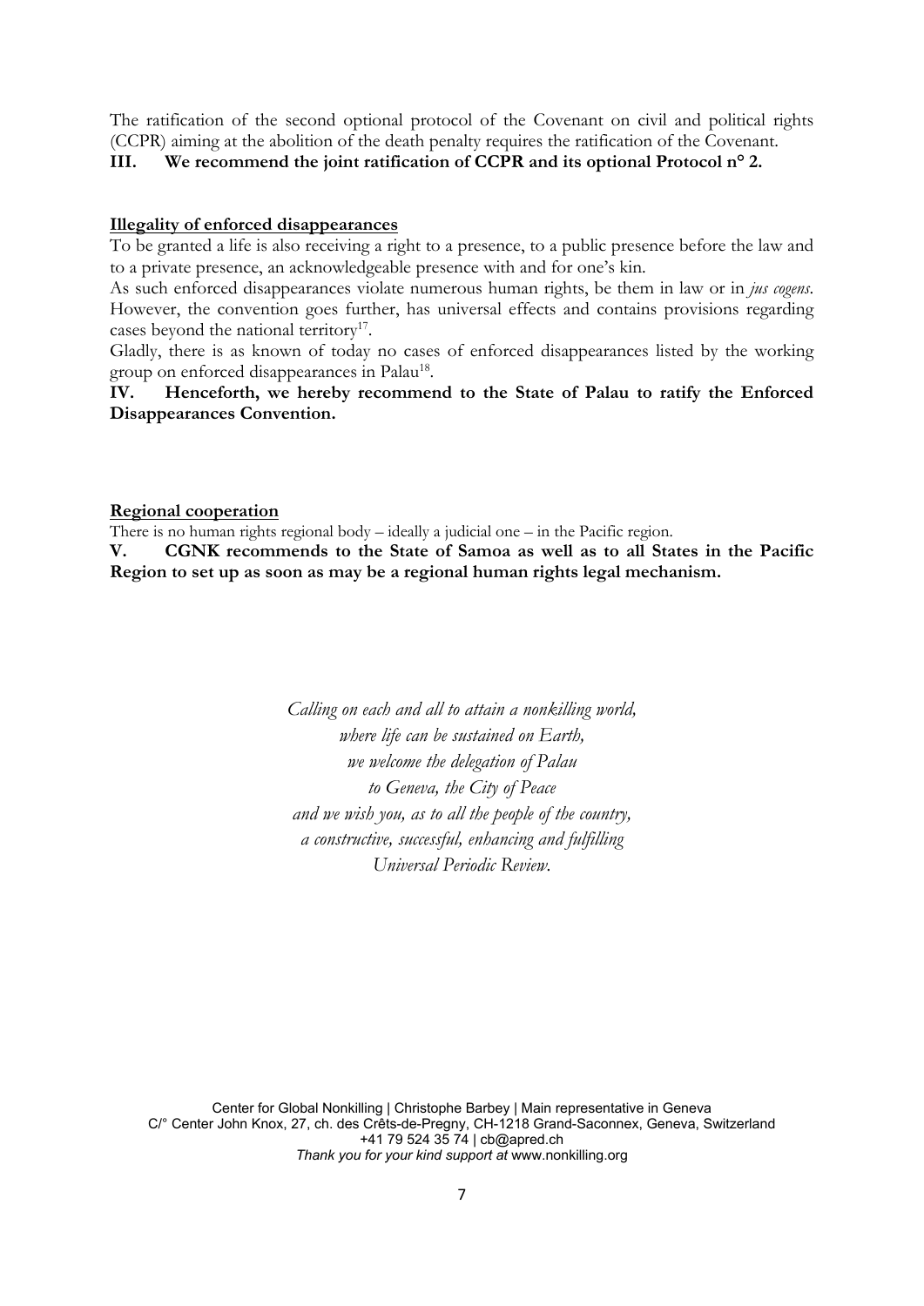The ratification of the second optional protocol of the Covenant on civil and political rights (CCPR) aiming at the abolition of the death penalty requires the ratification of the Covenant.

**III. We recommend the joint ratification of CCPR and its optional Protocol n° 2.**

**Illegality of enforced disappearances**

To be granted a life is also receiving a right to a presence, to a public presence before the law and to a private presence, an acknowledgeable presence with and for one's kin.

As such enforced disappearances violate numerous human rights, be them in law or in *jus cogens*. However, the convention goes further, has universal effects and contains provisions regarding cases beyond the national territory[17].

Gladly, there is as known of today no cases of enforced disappearances listed by the working group on enforced disappearances in Palau[18].

**IV. Henceforth, we hereby recommend to the State of Palau to ratify the Enforced Disappearances Convention.**

**Regional cooperation**

There is no human rights regional body – ideally a judicial one – in the Pacific region.

**V. CGNK recommends to the State of Samoa as well as to all States in the Pacific Region to set up as soon as may be a regional human rights legal mechanism.**

*Calling on each and all to attain a nonkilling world,*
*where life can be sustained on Earth,*
*we welcome the delegation of Palau*
*to Geneva, the City of Peace*
*and we wish you, as to all the people of the country,*
*a constructive, successful, enhancing and fulfilling*
*Universal Periodic Review.*

Center for Global Nonkilling | Christophe Barbey | Main representative in Geneva
C/° Center John Knox, 27, ch. des Crêts-de-Pregny, CH-1218 Grand-Saconnex, Geneva, Switzerland
+41 79 524 35 74 | cb@apred.ch
*Thank you for your kind support at* www.nonkilling.org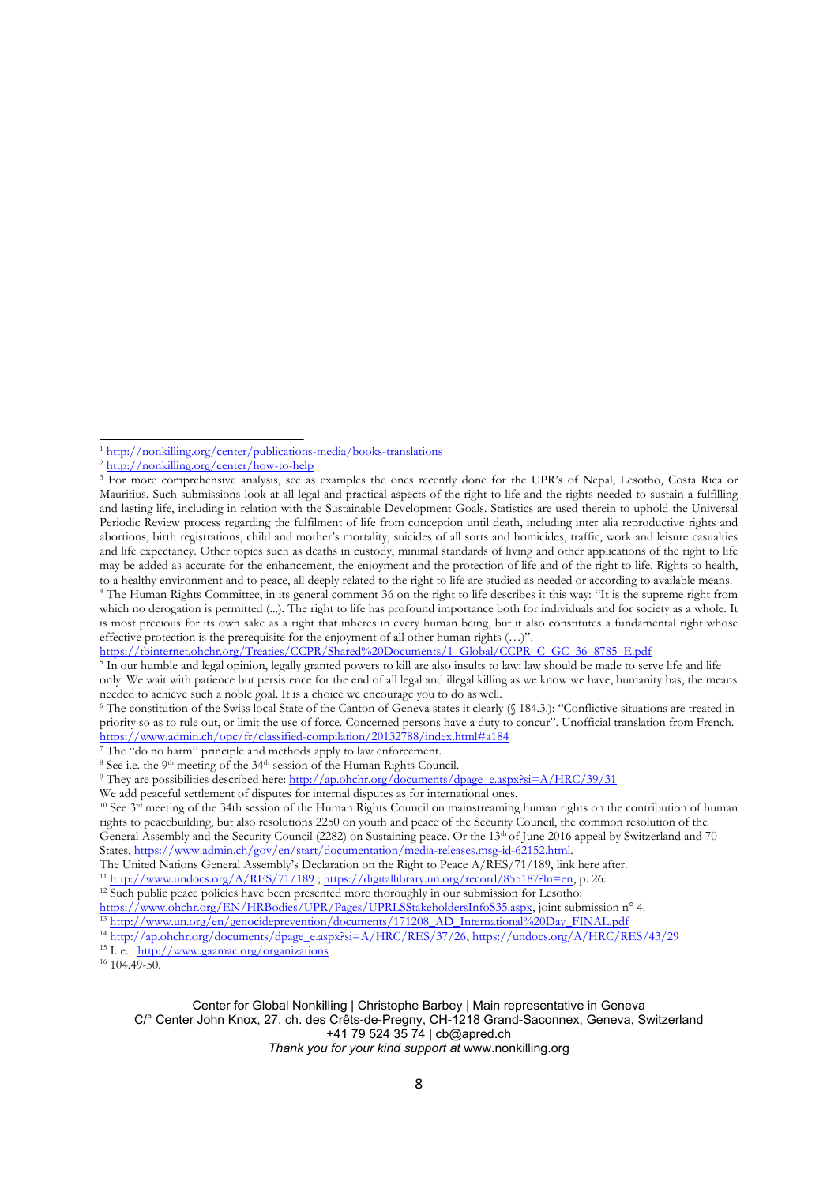[1] http://nonkilling.org/center/publications-media/books-translations

[2] http://nonkilling.org/center/how-to-help

[3] For more comprehensive analysis, see as examples the ones recently done for the UPR's of Nepal, Lesotho, Costa Rica or Mauritius. Such submissions look at all legal and practical aspects of the right to life and the rights needed to sustain a fulfilling and lasting life, including in relation with the Sustainable Development Goals. Statistics are used therein to uphold the Universal Periodic Review process regarding the fulfilment of life from conception until death, including inter alia reproductive rights and abortions, birth registrations, child and mother's mortality, suicides of all sorts and homicides, traffic, work and leisure casualties and life expectancy. Other topics such as deaths in custody, minimal standards of living and other applications of the right to life may be added as accurate for the enhancement, the enjoyment and the protection of life and of the right to life. Rights to health, to a healthy environment and to peace, all deeply related to the right to life are studied as needed or according to available means.

[4] The Human Rights Committee, in its general comment 36 on the right to life describes it this way: "It is the supreme right from which no derogation is permitted (...). The right to life has profound importance both for individuals and for society as a whole. It is most precious for its own sake as a right that inheres in every human being, but it also constitutes a fundamental right whose effective protection is the prerequisite for the enjoyment of all other human rights (…)".
https://tbinternet.ohchr.org/Treaties/CCPR/Shared%20Documents/1_Global/CCPR_C_GC_36_8785_E.pdf

[5] In our humble and legal opinion, legally granted powers to kill are also insults to law: law should be made to serve life and life only. We wait with patience but persistence for the end of all legal and illegal killing as we know we have, humanity has, the means needed to achieve such a noble goal. It is a choice we encourage you to do as well.

[6] The constitution of the Swiss local State of the Canton of Geneva states it clearly (§ 184.3.): "Conflictive situations are treated in priority so as to rule out, or limit the use of force. Concerned persons have a duty to concur". Unofficial translation from French. https://www.admin.ch/opc/fr/classified-compilation/20132788/index.html#a184

[7] The "do no harm" principle and methods apply to law enforcement.

[8] See i.e. the 9th meeting of the 34th session of the Human Rights Council.

[9] They are possibilities described here: http://ap.ohchr.org/documents/dpage_e.aspx?si=A/HRC/39/31
We add peaceful settlement of disputes for internal disputes as for international ones.

[10] See 3rd meeting of the 34th session of the Human Rights Council on mainstreaming human rights on the contribution of human rights to peacebuilding, but also resolutions 2250 on youth and peace of the Security Council, the common resolution of the General Assembly and the Security Council (2282) on Sustaining peace. Or the 13th of June 2016 appeal by Switzerland and 70 States, https://www.admin.ch/gov/en/start/documentation/media-releases.msg-id-62152.html.
The United Nations General Assembly's Declaration on the Right to Peace A/RES/71/189, link here after.

[11] http://www.undocs.org/A/RES/71/189 ; https://digitallibrary.un.org/record/855187?ln=en, p. 26.

[12] Such public peace policies have been presented more thoroughly in our submission for Lesotho:
https://www.ohchr.org/EN/HRBodies/UPR/Pages/UPRLSStakeholdersInfoS35.aspx, joint submission n° 4.

[13] http://www.un.org/en/genocideprevention/documents/171208_AD_International%20Day_FINAL.pdf

[14] http://ap.ohchr.org/documents/dpage_e.aspx?si=A/HRC/RES/37/26, https://undocs.org/A/HRC/RES/43/29

[15] I. e. : http://www.gaamac.org/organizations

[16] 104.49-50.

Center for Global Nonkilling | Christophe Barbey | Main representative in Geneva
C/° Center John Knox, 27, ch. des Crêts-de-Pregny, CH-1218 Grand-Saconnex, Geneva, Switzerland
+41 79 524 35 74 | cb@apred.ch
*Thank you for your kind support at* www.nonkilling.org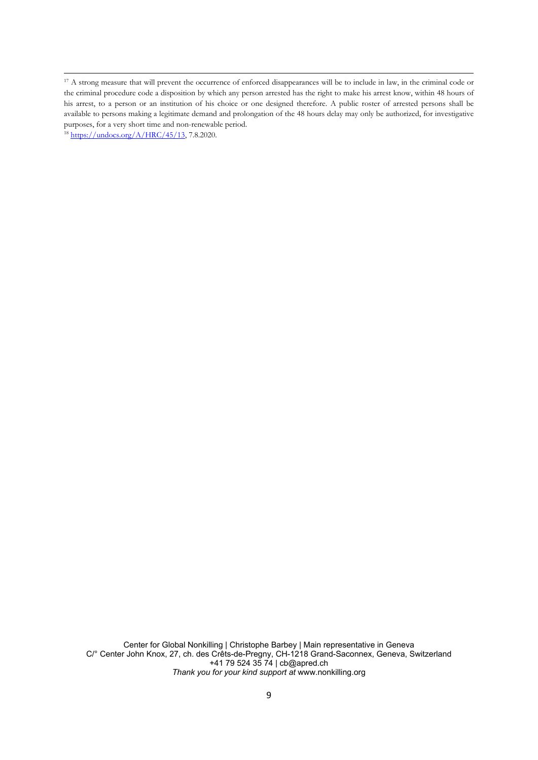[17] A strong measure that will prevent the occurrence of enforced disappearances will be to include in law, in the criminal code or the criminal procedure code a disposition by which any person arrested has the right to make his arrest know, within 48 hours of his arrest, to a person or an institution of his choice or one designed therefore. A public roster of arrested persons shall be available to persons making a legitimate demand and prolongation of the 48 hours delay may only be authorized, for investigative purposes, for a very short time and non-renewable period.

[18] https://undocs.org/A/HRC/45/13, 7.8.2020.

Center for Global Nonkilling | Christophe Barbey | Main representative in Geneva
C/° Center John Knox, 27, ch. des Crêts-de-Pregny, CH-1218 Grand-Saconnex, Geneva, Switzerland
+41 79 524 35 74 | cb@apred.ch
*Thank you for your kind support at* www.nonkilling.org